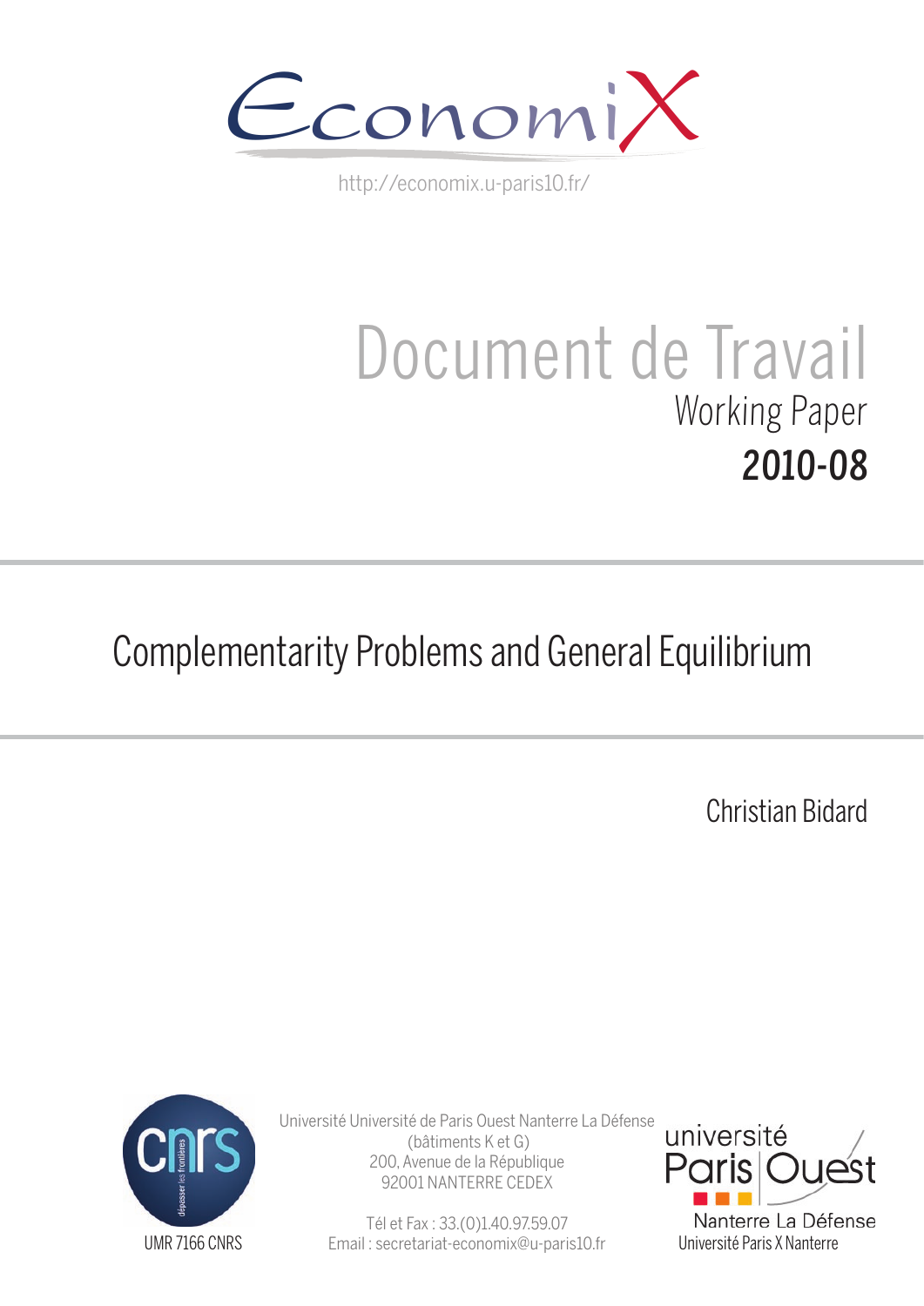EconomiX

http://economix.u-paris10.fr/

# Document de Travail

Working Paper

**2010-08**

## Complementarity Problems and General Equilibrium

Christian Bidard

UMR 7166 CNRS

Université Université de Paris Ouest Nanterre La Défense
(bâtiments K et G)
200, Avenue de la République
92001 NANTERRE CEDEX

Tél et Fax : 33.(0)1.40.97.59.07
Email : secretariat-economix@u-paris10.fr

université Paris Ouest Nanterre La Défense
Université Paris X Nanterre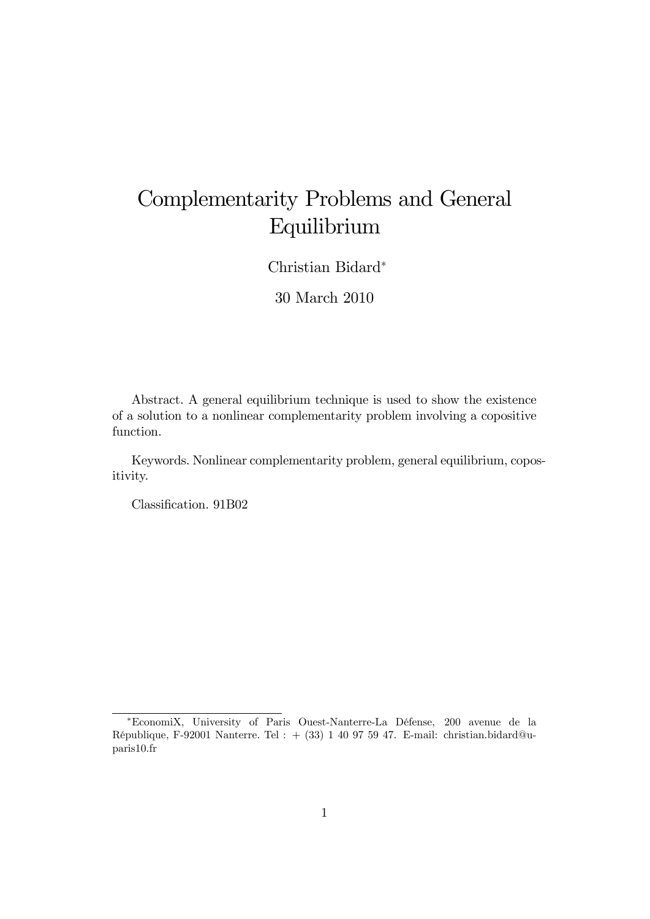# Complementarity Problems and General Equilibrium

Christian Bidard*

30 March 2010

Abstract. A general equilibrium technique is used to show the existence of a solution to a nonlinear complementarity problem involving a copositive function.

Keywords. Nonlinear complementarity problem, general equilibrium, copositivity.

Classification. 91B02

*EconomiX, University of Paris Ouest-Nanterre-La Défense, 200 avenue de la République, F-92001 Nanterre. Tel : + (33) 1 40 97 59 47. E-mail: christian.bidard@u-paris10.fr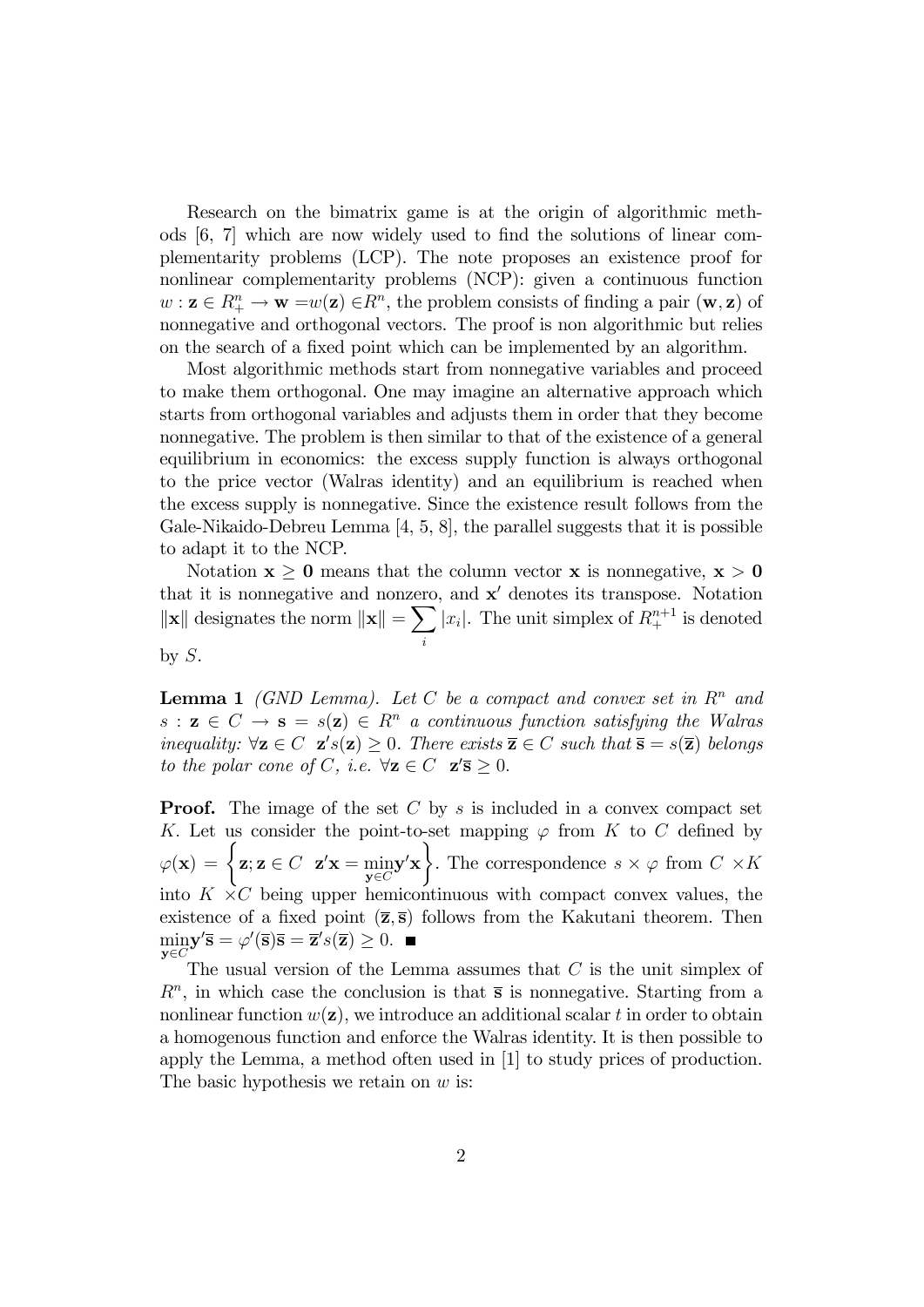Research on the bimatrix game is at the origin of algorithmic methods [6, 7] which are now widely used to find the solutions of linear complementarity problems (LCP). The note proposes an existence proof for nonlinear complementarity problems (NCP): given a continuous function $w : \mathbf{z} \in R^n_+ \to \mathbf{w} = w(\mathbf{z}) \in R^n$, the problem consists of finding a pair $(\mathbf{w}, \mathbf{z})$ of nonnegative and orthogonal vectors. The proof is non algorithmic but relies on the search of a fixed point which can be implemented by an algorithm.

Most algorithmic methods start from nonnegative variables and proceed to make them orthogonal. One may imagine an alternative approach which starts from orthogonal variables and adjusts them in order that they become nonnegative. The problem is then similar to that of the existence of a general equilibrium in economics: the excess supply function is always orthogonal to the price vector (Walras identity) and an equilibrium is reached when the excess supply is nonnegative. Since the existence result follows from the Gale-Nikaido-Debreu Lemma [4, 5, 8], the parallel suggests that it is possible to adapt it to the NCP.

Notation $\mathbf{x} \geq \mathbf{0}$ means that the column vector $\mathbf{x}$ is nonnegative, $\mathbf{x} > \mathbf{0}$ that it is nonnegative and nonzero, and $\mathbf{x}'$ denotes its transpose. Notation $\|\mathbf{x}\|$ designates the norm $\|\mathbf{x}\| = \sum_i |x_i|$. The unit simplex of $R^{n+1}_+$ is denoted by $S$.

**Lemma 1** *(GND Lemma). Let $C$ be a compact and convex set in $R^n$ and $s : \mathbf{z} \in C \to \mathbf{s} = s(\mathbf{z}) \in R^n$ a continuous function satisfying the Walras inequality: $\forall \mathbf{z} \in C \;\; \mathbf{z}' s(\mathbf{z}) \geq 0$. There exists $\overline{\mathbf{z}} \in C$ such that $\overline{\mathbf{s}} = s(\overline{\mathbf{z}})$ belongs to the polar cone of $C$, i.e. $\forall \mathbf{z} \in C \;\; \mathbf{z}' \overline{\mathbf{s}} \geq 0$.*

**Proof.** The image of the set $C$ by $s$ is included in a convex compact set $K$. Let us consider the point-to-set mapping $\varphi$ from $K$ to $C$ defined by $\varphi(\mathbf{x}) = \left\{ \mathbf{z}; \mathbf{z} \in C \;\; \mathbf{z}'\mathbf{x} = \min_{\mathbf{y} \in C} \mathbf{y}'\mathbf{x} \right\}$. The correspondence $s \times \varphi$ from $C \times K$ into $K \times C$ being upper hemicontinuous with compact convex values, the existence of a fixed point $(\overline{\mathbf{z}}, \overline{\mathbf{s}})$ follows from the Kakutani theorem. Then $\min_{\mathbf{y} \in C} \mathbf{y}' \overline{\mathbf{s}} = \varphi'(\overline{\mathbf{s}}) \overline{\mathbf{s}} = \overline{\mathbf{z}}' s(\overline{\mathbf{z}}) \geq 0$. ■

The usual version of the Lemma assumes that $C$ is the unit simplex of $R^n$, in which case the conclusion is that $\overline{\mathbf{s}}$ is nonnegative. Starting from a nonlinear function $w(\mathbf{z})$, we introduce an additional scalar $t$ in order to obtain a homogenous function and enforce the Walras identity. It is then possible to apply the Lemma, a method often used in [1] to study prices of production. The basic hypothesis we retain on $w$ is: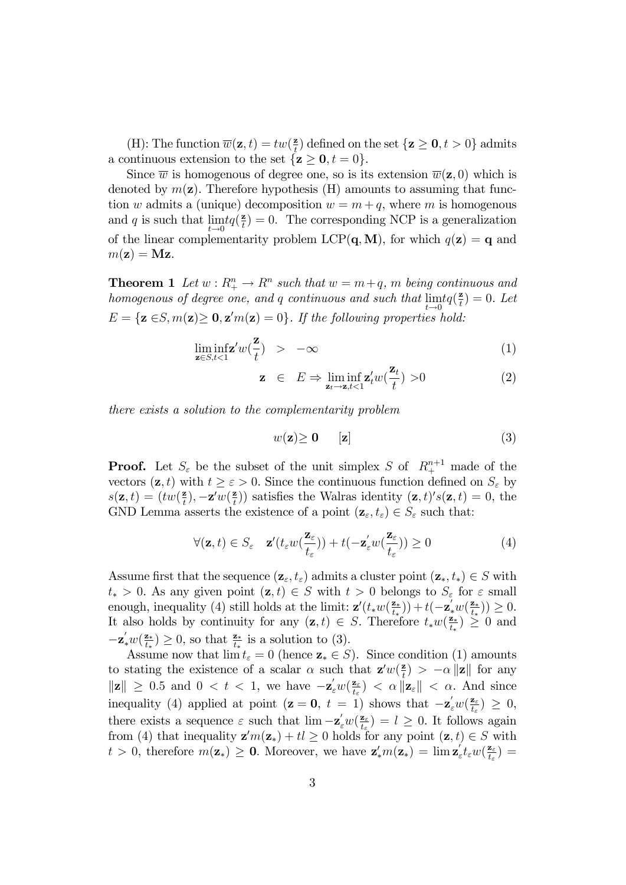(H): The function $\overline{w}(\mathbf{z},t) = tw(\frac{\mathbf{z}}{t})$ defined on the set $\{\mathbf{z} \geq \mathbf{0}, t > 0\}$ admits a continuous extension to the set $\{\mathbf{z} \geq \mathbf{0}, t = 0\}$.

Since $\overline{w}$ is homogenous of degree one, so is its extension $\overline{w}(\mathbf{z}, 0)$ which is denoted by $m(\mathbf{z})$. Therefore hypothesis (H) amounts to assuming that function $w$ admits a (unique) decomposition $w = m + q$, where $m$ is homogenous and $q$ is such that $\lim_{t\to 0} tq(\frac{\mathbf{z}}{t}) = 0$. The corresponding NCP is a generalization of the linear complementarity problem LCP($\mathbf{q}, \mathbf{M}$), for which $q(\mathbf{z}) = \mathbf{q}$ and $m(\mathbf{z}) = \mathbf{Mz}$.

**Theorem 1** *Let $w : R^n_+ \to R^n$ such that $w = m + q$, $m$ being continuous and homogenous of degree one, and $q$ continuous and such that $\lim_{t\to 0} tq(\frac{\mathbf{z}}{t}) = 0$. Let $E = \{\mathbf{z} \in S, m(\mathbf{z}) \geq \mathbf{0}, \mathbf{z}'m(\mathbf{z}) = 0\}$. If the following properties hold:*

$$\liminf_{\mathbf{z}\in S, t<1} \mathbf{z}'w(\frac{\mathbf{z}}{t}) \quad > \quad -\infty \tag{1}$$

$$\mathbf{z} \quad \in \quad E \Rightarrow \liminf_{\mathbf{z}_t \to \mathbf{z}, t<1} \mathbf{z}_t'w(\frac{\mathbf{z}_t}{t}) > 0 \tag{2}$$

*there exists a solution to the complementarity problem*

$$w(\mathbf{z}) \geq \mathbf{0} \qquad [\mathbf{z}] \tag{3}$$

**Proof.** Let $S_\varepsilon$ be the subset of the unit simplex $S$ of $R^{n+1}_+$ made of the vectors $(\mathbf{z}, t)$ with $t \geq \varepsilon > 0$. Since the continuous function defined on $S_\varepsilon$ by $s(\mathbf{z}, t) = (tw(\frac{\mathbf{z}}{t}), -\mathbf{z}'w(\frac{\mathbf{z}}{t}))$ satisfies the Walras identity $(\mathbf{z}, t)'s(\mathbf{z}, t) = 0$, the GND Lemma asserts the existence of a point $(\mathbf{z}_\varepsilon, t_\varepsilon) \in S_\varepsilon$ such that:

$$\forall (\mathbf{z}, t) \in S_\varepsilon \quad \mathbf{z}'(t_\varepsilon w(\frac{\mathbf{z}_\varepsilon}{t_\varepsilon})) + t(-\mathbf{z}_\varepsilon' w(\frac{\mathbf{z}_\varepsilon}{t_\varepsilon})) \geq 0 \tag{4}$$

Assume first that the sequence $(\mathbf{z}_\varepsilon, t_\varepsilon)$ admits a cluster point $(\mathbf{z}_*, t_*) \in S$ with $t_* > 0$. As any given point $(\mathbf{z}, t) \in S$ with $t > 0$ belongs to $S_\varepsilon$ for $\varepsilon$ small enough, inequality (4) still holds at the limit: $\mathbf{z}'(t_* w(\frac{\mathbf{z}_*}{t_*})) + t(-\mathbf{z}_*' w(\frac{\mathbf{z}_*}{t_*})) \geq 0$. It also holds by continuity for any $(\mathbf{z}, t) \in S$. Therefore $t_* w(\frac{\mathbf{z}_*}{t_*}) \geq 0$ and $-\mathbf{z}_*' w(\frac{\mathbf{z}_*}{t_*}) \geq 0$, so that $\frac{\mathbf{z}_*}{t_*}$ is a solution to (3).

Assume now that $\lim t_\varepsilon = 0$ (hence $\mathbf{z}_* \in S$). Since condition (1) amounts to stating the existence of a scalar $\alpha$ such that $\mathbf{z}'w(\frac{\mathbf{z}}{t}) > -\alpha \|\mathbf{z}\|$ for any $\|\mathbf{z}\| \geq 0.5$ and $0 < t < 1$, we have $-\mathbf{z}_\varepsilon' w(\frac{\mathbf{z}_\varepsilon}{t_\varepsilon}) < \alpha \|\mathbf{z}_\varepsilon\| < \alpha$. And since inequality (4) applied at point ($\mathbf{z} = \mathbf{0}$, $t = 1$) shows that $-\mathbf{z}_\varepsilon' w(\frac{\mathbf{z}_\varepsilon}{t_\varepsilon}) \geq 0$, there exists a sequence $\varepsilon$ such that $\lim -\mathbf{z}_\varepsilon' w(\frac{\mathbf{z}_\varepsilon}{t_\varepsilon}) = l \geq 0$. It follows again from (4) that inequality $\mathbf{z}'m(\mathbf{z}_*) + tl \geq 0$ holds for any point $(\mathbf{z}, t) \in S$ with $t > 0$, therefore $m(\mathbf{z}_*) \geq \mathbf{0}$. Moreover, we have $\mathbf{z}_*'m(\mathbf{z}_*) = \lim \mathbf{z}_\varepsilon' t_\varepsilon w(\frac{\mathbf{z}_\varepsilon}{t_\varepsilon}) =$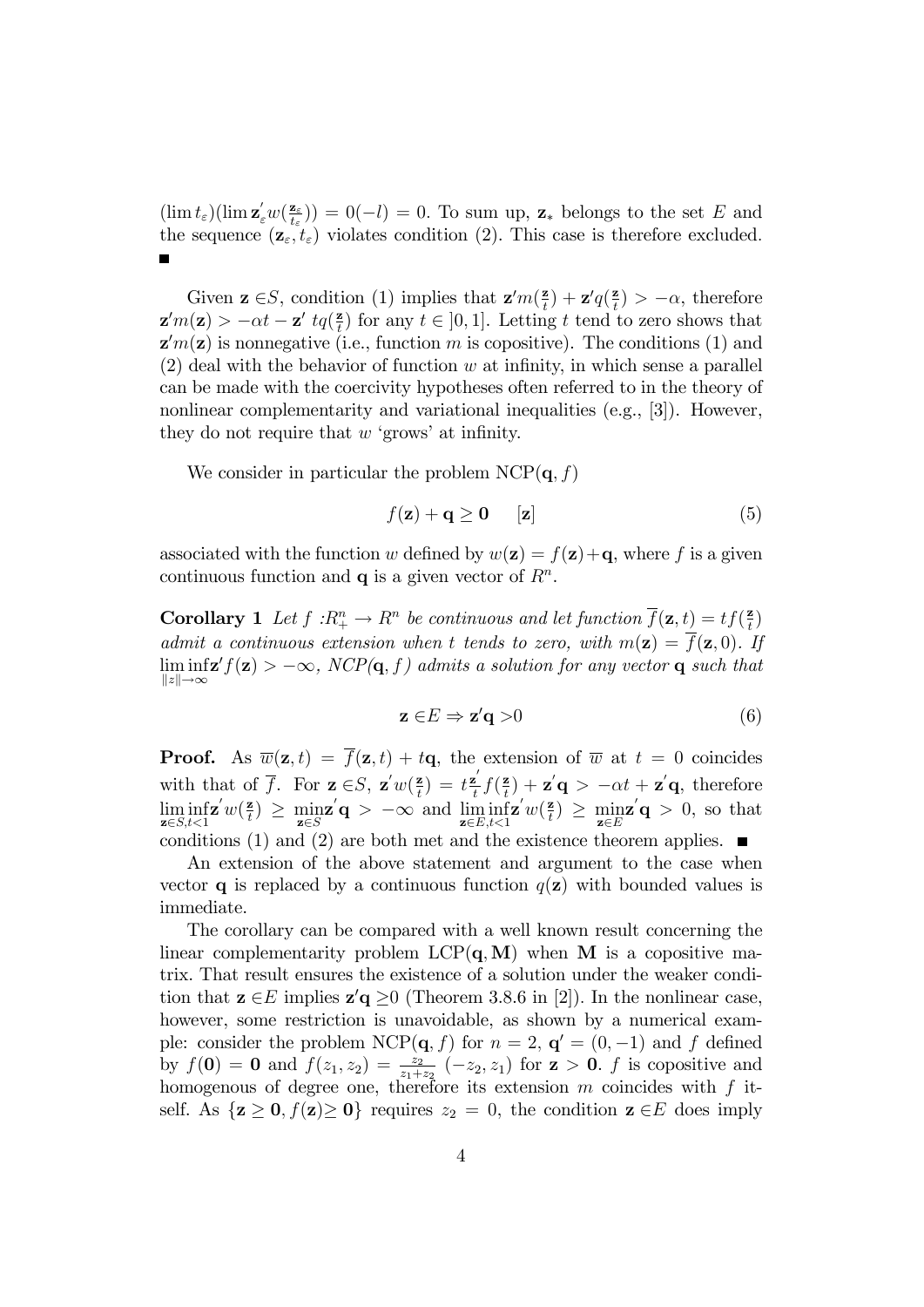$(\lim t_\varepsilon)(\lim \mathbf{z}_\varepsilon' w(\frac{\mathbf{z}_\varepsilon}{t_\varepsilon})) = 0(-l) = 0$. To sum up, $\mathbf{z}_*$ belongs to the set $E$ and the sequence $(\mathbf{z}_\varepsilon, t_\varepsilon)$ violates condition (2). This case is therefore excluded. ■

Given $\mathbf{z} \in S$, condition (1) implies that $\mathbf{z}'m(\frac{\mathbf{z}}{t}) + \mathbf{z}'q(\frac{\mathbf{z}}{t}) > -\alpha$, therefore $\mathbf{z}'m(\mathbf{z}) > -\alpha t - \mathbf{z}'\ tq(\frac{\mathbf{z}}{t})$ for any $t \in ]0, 1]$. Letting $t$ tend to zero shows that $\mathbf{z}'m(\mathbf{z})$ is nonnegative (i.e., function $m$ is copositive). The conditions (1) and (2) deal with the behavior of function $w$ at infinity, in which sense a parallel can be made with the coercivity hypotheses often referred to in the theory of nonlinear complementarity and variational inequalities (e.g., [3]). However, they do not require that $w$ 'grows' at infinity.

We consider in particular the problem NCP$(\mathbf{q}, f)$

$$f(\mathbf{z}) + \mathbf{q} \geq \mathbf{0} \qquad [\mathbf{z}] \tag{5}$$

associated with the function $w$ defined by $w(\mathbf{z}) = f(\mathbf{z}) + \mathbf{q}$, where $f$ is a given continuous function and $\mathbf{q}$ is a given vector of $R^n$.

**Corollary 1** *Let $f : R^n_+ \to R^n$ be continuous and let function $\overline{f}(\mathbf{z}, t) = tf(\frac{\mathbf{z}}{t})$ admit a continuous extension when $t$ tends to zero, with $m(\mathbf{z}) = \overline{f}(\mathbf{z}, 0)$. If $\liminf_{\|z\| \to \infty} \mathbf{z}'f(\mathbf{z}) > -\infty$, NCP$(\mathbf{q}, f)$ admits a solution for any vector $\mathbf{q}$ such that*

$$\mathbf{z} \in E \Rightarrow \mathbf{z}'\mathbf{q} > 0 \tag{6}$$

**Proof.** As $\overline{w}(\mathbf{z}, t) = \overline{f}(\mathbf{z}, t) + t\mathbf{q}$, the extension of $\overline{w}$ at $t = 0$ coincides with that of $\overline{f}$. For $\mathbf{z} \in S$, $\mathbf{z}'w(\frac{\mathbf{z}}{t}) = t\frac{\mathbf{z}'}{t}f(\frac{\mathbf{z}}{t}) + \mathbf{z}'\mathbf{q} > -\alpha t + \mathbf{z}'\mathbf{q}$, therefore $\liminf_{\mathbf{z} \in S, t<1} \mathbf{z}'w(\frac{\mathbf{z}}{t}) \geq \min_{\mathbf{z} \in S} \mathbf{z}'\mathbf{q} > -\infty$ and $\liminf_{\mathbf{z} \in E, t<1} \mathbf{z}'w(\frac{\mathbf{z}}{t}) \geq \min_{\mathbf{z} \in E} \mathbf{z}'\mathbf{q} > 0$, so that conditions (1) and (2) are both met and the existence theorem applies. ■

An extension of the above statement and argument to the case when vector $\mathbf{q}$ is replaced by a continuous function $q(\mathbf{z})$ with bounded values is immediate.

The corollary can be compared with a well known result concerning the linear complementarity problem LCP$(\mathbf{q}, \mathbf{M})$ when $\mathbf{M}$ is a copositive matrix. That result ensures the existence of a solution under the weaker condition that $\mathbf{z} \in E$ implies $\mathbf{z}'\mathbf{q} \geq 0$ (Theorem 3.8.6 in [2]). In the nonlinear case, however, some restriction is unavoidable, as shown by a numerical example: consider the problem NCP$(\mathbf{q}, f)$ for $n = 2$, $\mathbf{q}' = (0, -1)$ and $f$ defined by $f(\mathbf{0}) = \mathbf{0}$ and $f(z_1, z_2) = \frac{z_2}{z_1 + z_2}\ (-z_2, z_1)$ for $\mathbf{z} > \mathbf{0}$. $f$ is copositive and homogenous of degree one, therefore its extension $m$ coincides with $f$ itself. As $\{\mathbf{z} \geq \mathbf{0}, f(\mathbf{z}) \geq \mathbf{0}\}$ requires $z_2 = 0$, the condition $\mathbf{z} \in E$ does imply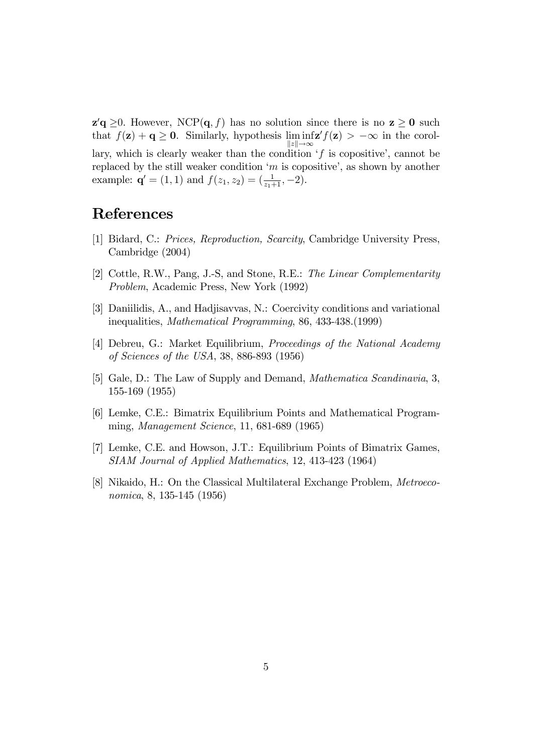$\mathbf{z}'\mathbf{q} \geq 0$. However, NCP$(\mathbf{q}, f)$ has no solution since there is no $\mathbf{z} \geq \mathbf{0}$ such that $f(\mathbf{z}) + \mathbf{q} \geq \mathbf{0}$. Similarly, hypothesis $\liminf_{\|z\| \to \infty} \mathbf{z}' f(\mathbf{z}) > -\infty$ in the corollary, which is clearly weaker than the condition '$f$ is copositive', cannot be replaced by the still weaker condition '$m$ is copositive', as shown by another example: $\mathbf{q}' = (1, 1)$ and $f(z_1, z_2) = (\frac{1}{z_1+1}, -2)$.

# References

[1] Bidard, C.: *Prices, Reproduction, Scarcity*, Cambridge University Press, Cambridge (2004)

[2] Cottle, R.W., Pang, J.-S, and Stone, R.E.: *The Linear Complementarity Problem*, Academic Press, New York (1992)

[3] Daniilidis, A., and Hadjisavvas, N.: Coercivity conditions and variational inequalities, *Mathematical Programming*, 86, 433-438.(1999)

[4] Debreu, G.: Market Equilibrium, *Proceedings of the National Academy of Sciences of the USA*, 38, 886-893 (1956)

[5] Gale, D.: The Law of Supply and Demand, *Mathematica Scandinavia*, 3, 155-169 (1955)

[6] Lemke, C.E.: Bimatrix Equilibrium Points and Mathematical Programming, *Management Science*, 11, 681-689 (1965)

[7] Lemke, C.E. and Howson, J.T.: Equilibrium Points of Bimatrix Games, *SIAM Journal of Applied Mathematics*, 12, 413-423 (1964)

[8] Nikaido, H.: On the Classical Multilateral Exchange Problem, *Metroeconomica*, 8, 135-145 (1956)